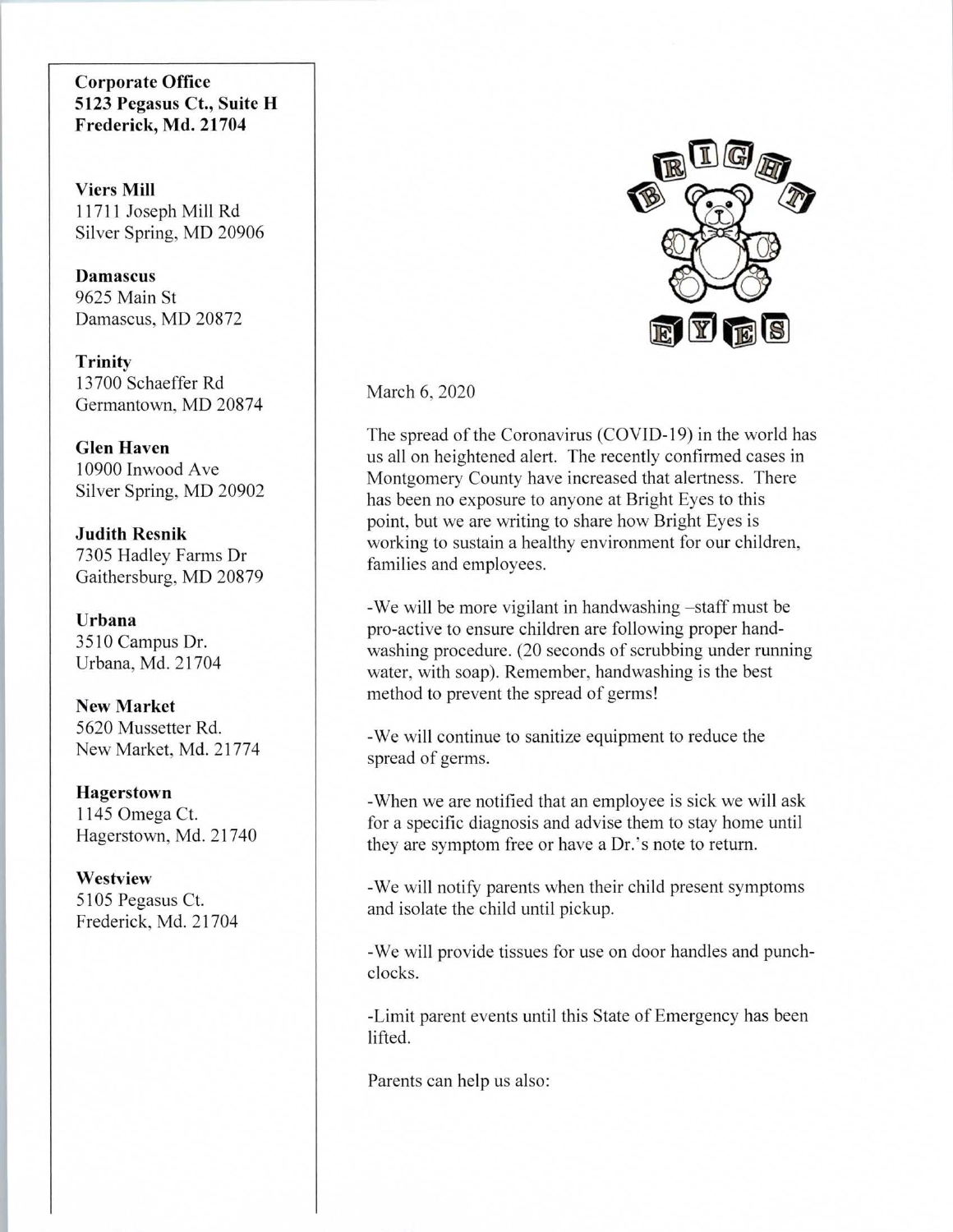**Corporate Office**
**5123 Pegasus Ct., Suite H**
**Frederick, Md. 21704**

**Viers Mill**
11711 Joseph Mill Rd
Silver Spring, MD 20906

**Damascus**
9625 Main St
Damascus, MD 20872

**Trinity**
13700 Schaeffer Rd
Germantown, MD 20874

**Glen Haven**
10900 Inwood Ave
Silver Spring, MD 20902

**Judith Resnik**
7305 Hadley Farms Dr
Gaithersburg, MD 20879

**Urbana**
3510 Campus Dr.
Urbana, Md. 21704

**New Market**
5620 Mussetter Rd.
New Market, Md. 21774

**Hagerstown**
1145 Omega Ct.
Hagerstown, Md. 21740

**Westview**
5105 Pegasus Ct.
Frederick, Md. 21704

BRIGHT EYES

March 6, 2020

The spread of the Coronavirus (COVID-19) in the world has us all on heightened alert. The recently confirmed cases in Montgomery County have increased that alertness. There has been no exposure to anyone at Bright Eyes to this point, but we are writing to share how Bright Eyes is working to sustain a healthy environment for our children, families and employees.

-We will be more vigilant in handwashing –staff must be pro-active to ensure children are following proper hand-washing procedure. (20 seconds of scrubbing under running water, with soap). Remember, handwashing is the best method to prevent the spread of germs!

-We will continue to sanitize equipment to reduce the spread of germs.

-When we are notified that an employee is sick we will ask for a specific diagnosis and advise them to stay home until they are symptom free or have a Dr.'s note to return.

-We will notify parents when their child present symptoms and isolate the child until pickup.

-We will provide tissues for use on door handles and punch-clocks.

-Limit parent events until this State of Emergency has been lifted.

Parents can help us also: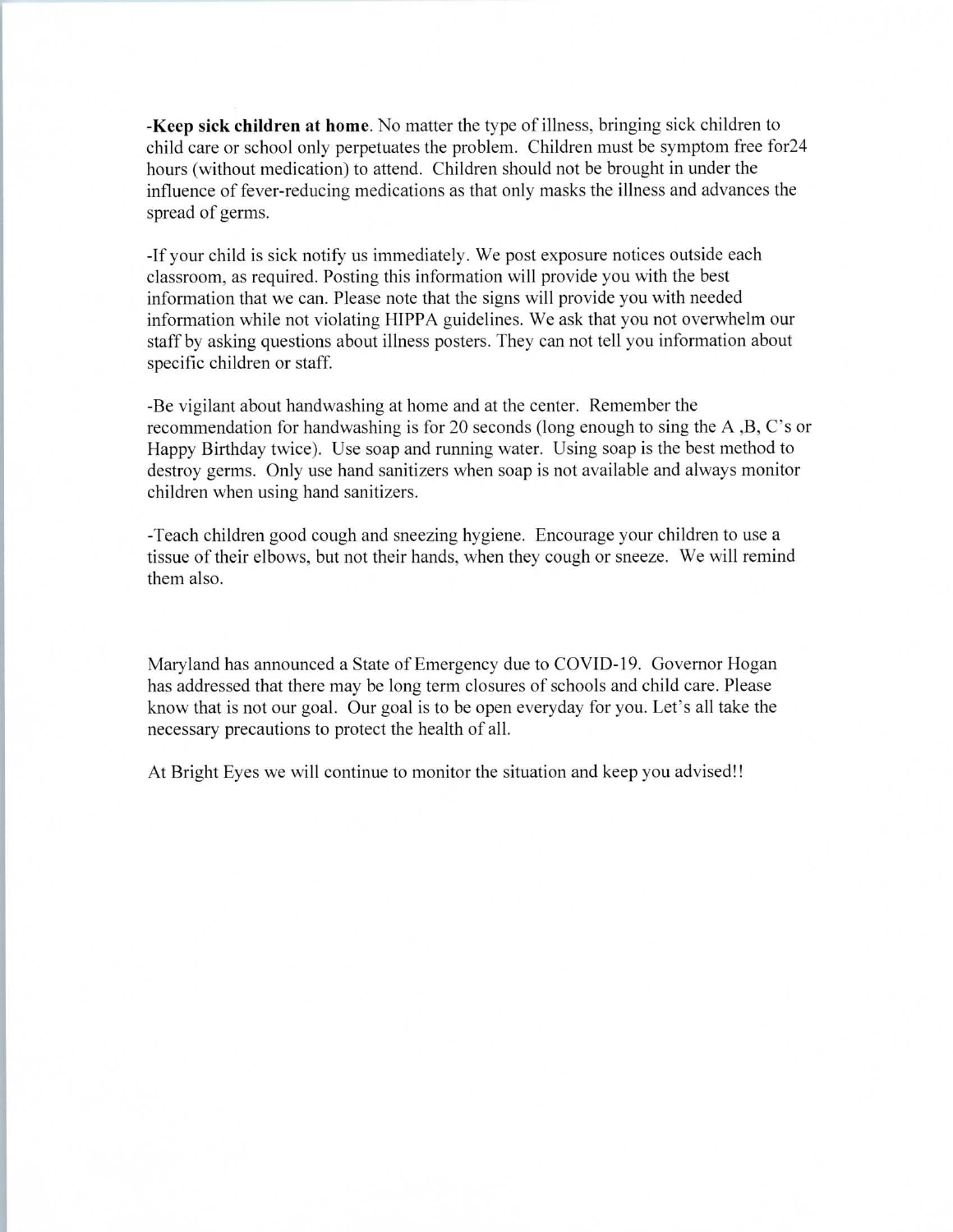**-Keep sick children at home**. No matter the type of illness, bringing sick children to child care or school only perpetuates the problem. Children must be symptom free for24 hours (without medication) to attend. Children should not be brought in under the influence of fever-reducing medications as that only masks the illness and advances the spread of germs.

-If your child is sick notify us immediately. We post exposure notices outside each classroom, as required. Posting this information will provide you with the best information that we can. Please note that the signs will provide you with needed information while not violating HIPPA guidelines. We ask that you not overwhelm our staff by asking questions about illness posters. They can not tell you information about specific children or staff.

-Be vigilant about handwashing at home and at the center. Remember the recommendation for handwashing is for 20 seconds (long enough to sing the A ,B, C's or Happy Birthday twice). Use soap and running water. Using soap is the best method to destroy germs. Only use hand sanitizers when soap is not available and always monitor children when using hand sanitizers.

-Teach children good cough and sneezing hygiene. Encourage your children to use a tissue of their elbows, but not their hands, when they cough or sneeze. We will remind them also.

Maryland has announced a State of Emergency due to COVID-19. Governor Hogan has addressed that there may be long term closures of schools and child care. Please know that is not our goal. Our goal is to be open everyday for you. Let's all take the necessary precautions to protect the health of all.

At Bright Eyes we will continue to monitor the situation and keep you advised!!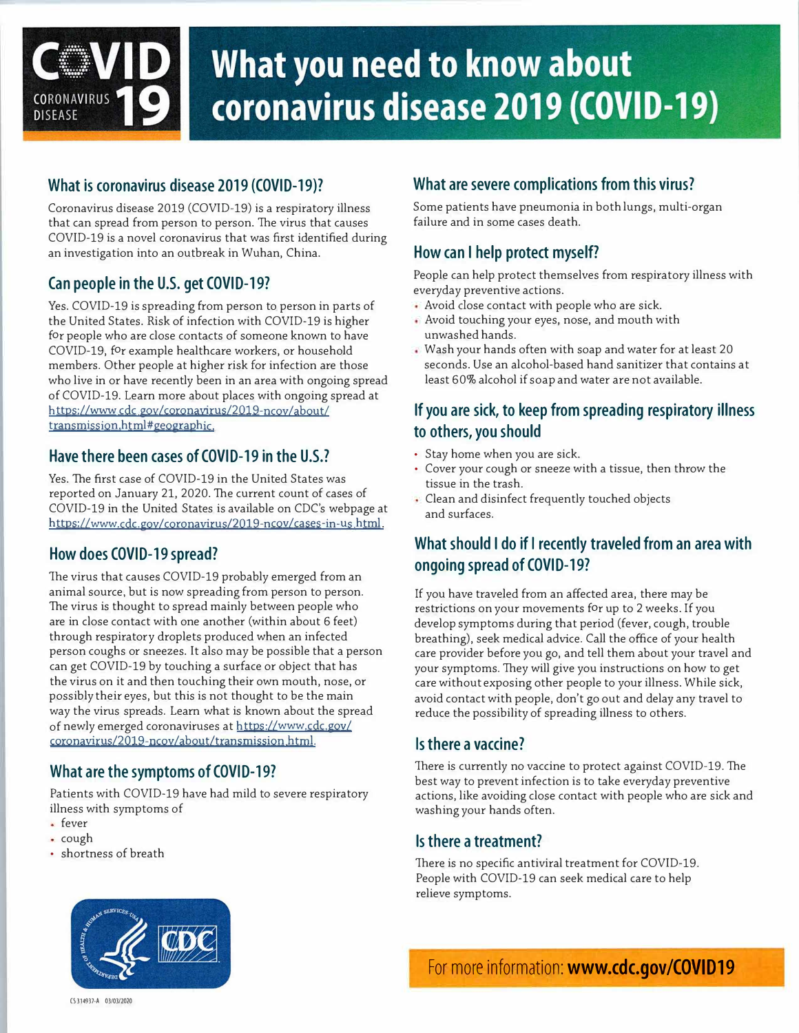# What you need to know about coronavirus disease 2019 (COVID-19)

## What is coronavirus disease 2019 (COVID-19)?

Coronavirus disease 2019 (COVID-19) is a respiratory illness that can spread from person to person. The virus that causes COVID-19 is a novel coronavirus that was first identified during an investigation into an outbreak in Wuhan, China.

## Can people in the U.S. get COVID-19?

Yes. COVID-19 is spreading from person to person in parts of the United States. Risk of infection with COVID-19 is higher for people who are close contacts of someone known to have COVID-19, for example healthcare workers, or household members. Other people at higher risk for infection are those who live in or have recently been in an area with ongoing spread of COVID-19. Learn more about places with ongoing spread at https://www.cdc.gov/coronavirus/2019-ncov/about/transmission.html#geographic.

## Have there been cases of COVID-19 in the U.S.?

Yes. The first case of COVID-19 in the United States was reported on January 21, 2020. The current count of cases of COVID-19 in the United States is available on CDC's webpage at https://www.cdc.gov/coronavirus/2019-ncov/cases-in-us.html.

## How does COVID-19 spread?

The virus that causes COVID-19 probably emerged from an animal source, but is now spreading from person to person. The virus is thought to spread mainly between people who are in close contact with one another (within about 6 feet) through respiratory droplets produced when an infected person coughs or sneezes. It also may be possible that a person can get COVID-19 by touching a surface or object that has the virus on it and then touching their own mouth, nose, or possibly their eyes, but this is not thought to be the main way the virus spreads. Learn what is known about the spread of newly emerged coronaviruses at https://www.cdc.gov/coronavirus/2019-ncov/about/transmission.html.

## What are the symptoms of COVID-19?

Patients with COVID-19 have had mild to severe respiratory illness with symptoms of

- fever
- cough
- shortness of breath

## What are severe complications from this virus?

Some patients have pneumonia in both lungs, multi-organ failure and in some cases death.

## How can I help protect myself?

People can help protect themselves from respiratory illness with everyday preventive actions.

- Avoid close contact with people who are sick.
- Avoid touching your eyes, nose, and mouth with unwashed hands.
- Wash your hands often with soap and water for at least 20 seconds. Use an alcohol-based hand sanitizer that contains at least 60% alcohol if soap and water are not available.

## If you are sick, to keep from spreading respiratory illness to others, you should

- Stay home when you are sick.
- Cover your cough or sneeze with a tissue, then throw the tissue in the trash.
- Clean and disinfect frequently touched objects and surfaces.

## What should I do if I recently traveled from an area with ongoing spread of COVID-19?

If you have traveled from an affected area, there may be restrictions on your movements for up to 2 weeks. If you develop symptoms during that period (fever, cough, trouble breathing), seek medical advice. Call the office of your health care provider before you go, and tell them about your travel and your symptoms. They will give you instructions on how to get care without exposing other people to your illness. While sick, avoid contact with people, don't go out and delay any travel to reduce the possibility of spreading illness to others.

## Is there a vaccine?

There is currently no vaccine to protect against COVID-19. The best way to prevent infection is to take everyday preventive actions, like avoiding close contact with people who are sick and washing your hands often.

## Is there a treatment?

There is no specific antiviral treatment for COVID-19. People with COVID-19 can seek medical care to help relieve symptoms.

For more information: **www.cdc.gov/COVID19**

CS314937-A 03/03/2020